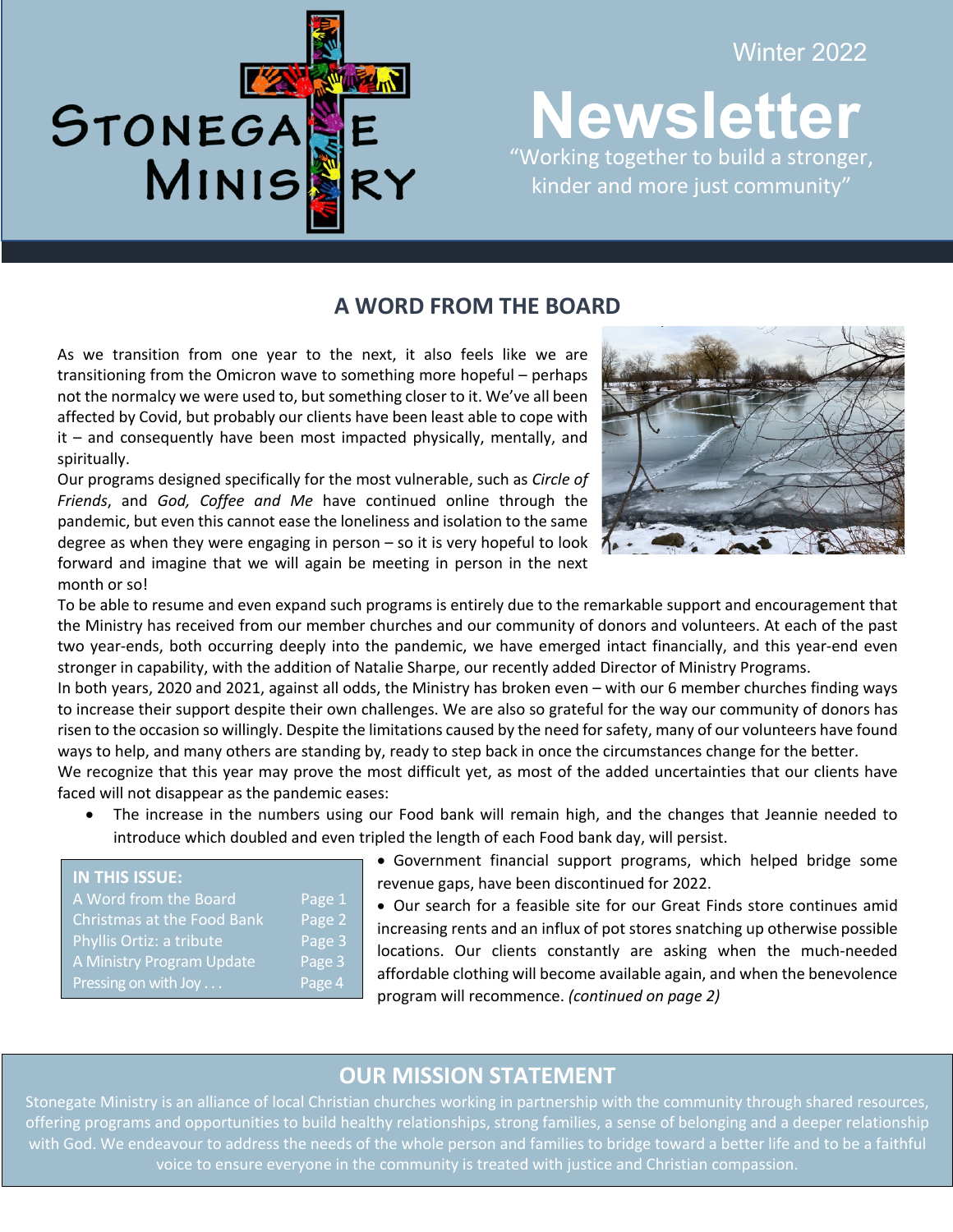# Stonegate Ministry

Winter 2022

# Newsletter

"Working together to build a stronger, kinder and more just community"

## A WORD FROM THE BOARD

As we transition from one year to the next, it also feels like we are transitioning from the Omicron wave to something more hopeful – perhaps not the normalcy we were used to, but something closer to it. We've all been affected by Covid, but probably our clients have been least able to cope with it – and consequently have been most impacted physically, mentally, and spiritually.

Our programs designed specifically for the most vulnerable, such as *Circle of Friends*, and *God, Coffee and Me* have continued online through the pandemic, but even this cannot ease the loneliness and isolation to the same degree as when they were engaging in person – so it is very hopeful to look forward and imagine that we will again be meeting in person in the next month or so!

To be able to resume and even expand such programs is entirely due to the remarkable support and encouragement that the Ministry has received from our member churches and our community of donors and volunteers. At each of the past two year-ends, both occurring deeply into the pandemic, we have emerged intact financially, and this year-end even stronger in capability, with the addition of Natalie Sharpe, our recently added Director of Ministry Programs.

In both years, 2020 and 2021, against all odds, the Ministry has broken even – with our 6 member churches finding ways to increase their support despite their own challenges. We are also so grateful for the way our community of donors has risen to the occasion so willingly. Despite the limitations caused by the need for safety, many of our volunteers have found ways to help, and many others are standing by, ready to step back in once the circumstances change for the better.

We recognize that this year may prove the most difficult yet, as most of the added uncertainties that our clients have faced will not disappear as the pandemic eases:

- The increase in the numbers using our Food bank will remain high, and the changes that Jeannie needed to introduce which doubled and even tripled the length of each Food bank day, will persist.
- Government financial support programs, which helped bridge some revenue gaps, have been discontinued for 2022.
- Our search for a feasible site for our Great Finds store continues amid increasing rents and an influx of pot stores snatching up otherwise possible locations. Our clients constantly are asking when the much-needed affordable clothing will become available again, and when the benevolence program will recommence. *(continued on page 2)*

| IN THIS ISSUE: | |
| --- | --- |
| A Word from the Board | Page 1 |
| Christmas at the Food Bank | Page 2 |
| Phyllis Ortiz: a tribute | Page 3 |
| A Ministry Program Update | Page 3 |
| Pressing on with Joy . . . | Page 4 |

## OUR MISSION STATEMENT

Stonegate Ministry is an alliance of local Christian churches working in partnership with the community through shared resources, offering programs and opportunities to build healthy relationships, strong families, a sense of belonging and a deeper relationship with God. We endeavour to address the needs of the whole person and families to bridge toward a better life and to be a faithful voice to ensure everyone in the community is treated with justice and Christian compassion.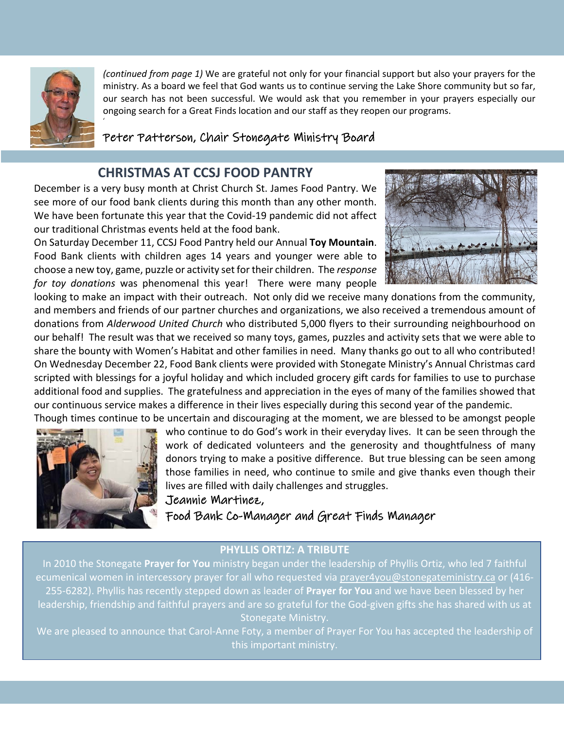*(continued from page 1)* We are grateful not only for your financial support but also your prayers for the ministry. As a board we feel that God wants us to continue serving the Lake Shore community but so far, our search has not been successful. We would ask that you remember in your prayers especially our ongoing search for a Great Finds location and our staff as they reopen our programs.

Peter Patterson, Chair Stonegate Ministry Board

## CHRISTMAS AT CCSJ FOOD PANTRY

December is a very busy month at Christ Church St. James Food Pantry. We see more of our food bank clients during this month than any other month. We have been fortunate this year that the Covid-19 pandemic did not affect our traditional Christmas events held at the food bank.

On Saturday December 11, CCSJ Food Pantry held our Annual **Toy Mountain**. Food Bank clients with children ages 14 years and younger were able to choose a new toy, game, puzzle or activity set for their children. The *response for toy donations* was phenomenal this year! There were many people looking to make an impact with their outreach. Not only did we receive many donations from the community, and members and friends of our partner churches and organizations, we also received a tremendous amount of donations from *Alderwood United Church* who distributed 5,000 flyers to their surrounding neighbourhood on our behalf! The result was that we received so many toys, games, puzzles and activity sets that we were able to share the bounty with Women's Habitat and other families in need. Many thanks go out to all who contributed!

On Wednesday December 22, Food Bank clients were provided with Stonegate Ministry's Annual Christmas card scripted with blessings for a joyful holiday and which included grocery gift cards for families to use to purchase additional food and supplies. The gratefulness and appreciation in the eyes of many of the families showed that our continuous service makes a difference in their lives especially during this second year of the pandemic.

Though times continue to be uncertain and discouraging at the moment, we are blessed to be amongst people who continue to do God's work in their everyday lives. It can be seen through the work of dedicated volunteers and the generosity and thoughtfulness of many donors trying to make a positive difference. But true blessing can be seen among those families in need, who continue to smile and give thanks even though their lives are filled with daily challenges and struggles.

Jeannie Martinez,
Food Bank Co-Manager and Great Finds Manager

## PHYLLIS ORTIZ: A TRIBUTE

In 2010 the Stonegate **Prayer for You** ministry began under the leadership of Phyllis Ortiz, who led 7 faithful ecumenical women in intercessory prayer for all who requested via prayer4you@stonegateministry.ca or (416-255-6282). Phyllis has recently stepped down as leader of **Prayer for You** and we have been blessed by her leadership, friendship and faithful prayers and are so grateful for the God-given gifts she has shared with us at Stonegate Ministry.

We are pleased to announce that Carol-Anne Foty, a member of Prayer For You has accepted the leadership of this important ministry.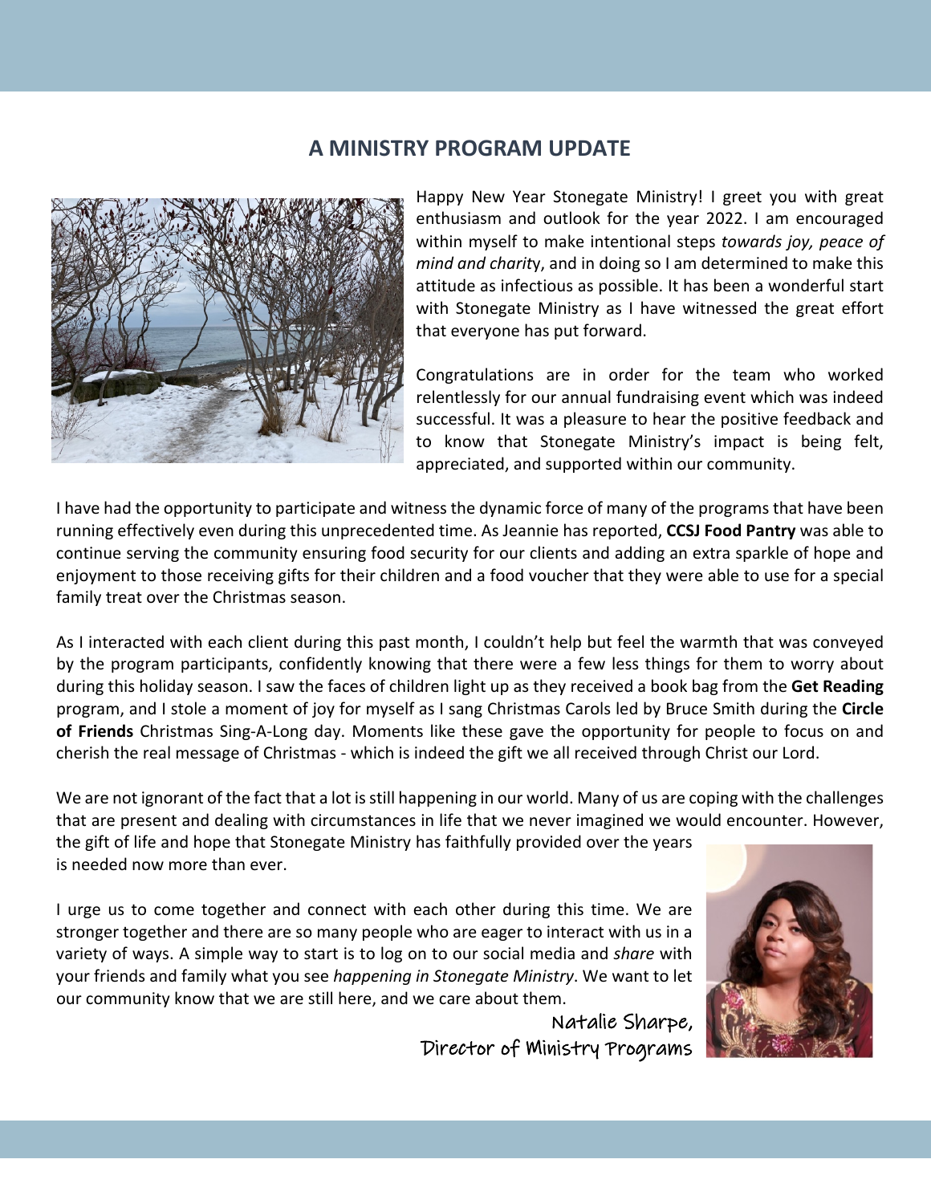## A MINISTRY PROGRAM UPDATE

Happy New Year Stonegate Ministry! I greet you with great enthusiasm and outlook for the year 2022. I am encouraged within myself to make intentional steps *towards joy, peace of mind and charity*, and in doing so I am determined to make this attitude as infectious as possible. It has been a wonderful start with Stonegate Ministry as I have witnessed the great effort that everyone has put forward.

Congratulations are in order for the team who worked relentlessly for our annual fundraising event which was indeed successful. It was a pleasure to hear the positive feedback and to know that Stonegate Ministry's impact is being felt, appreciated, and supported within our community.

I have had the opportunity to participate and witness the dynamic force of many of the programs that have been running effectively even during this unprecedented time. As Jeannie has reported, **CCSJ Food Pantry** was able to continue serving the community ensuring food security for our clients and adding an extra sparkle of hope and enjoyment to those receiving gifts for their children and a food voucher that they were able to use for a special family treat over the Christmas season.

As I interacted with each client during this past month, I couldn't help but feel the warmth that was conveyed by the program participants, confidently knowing that there were a few less things for them to worry about during this holiday season. I saw the faces of children light up as they received a book bag from the **Get Reading** program, and I stole a moment of joy for myself as I sang Christmas Carols led by Bruce Smith during the **Circle of Friends** Christmas Sing-A-Long day. Moments like these gave the opportunity for people to focus on and cherish the real message of Christmas - which is indeed the gift we all received through Christ our Lord.

We are not ignorant of the fact that a lot is still happening in our world. Many of us are coping with the challenges that are present and dealing with circumstances in life that we never imagined we would encounter. However, the gift of life and hope that Stonegate Ministry has faithfully provided over the years is needed now more than ever.

I urge us to come together and connect with each other during this time. We are stronger together and there are so many people who are eager to interact with us in a variety of ways. A simple way to start is to log on to our social media and *share* with your friends and family what you see *happening in Stonegate Ministry*. We want to let our community know that we are still here, and we care about them.

Natalie Sharpe,
Director of Ministry Programs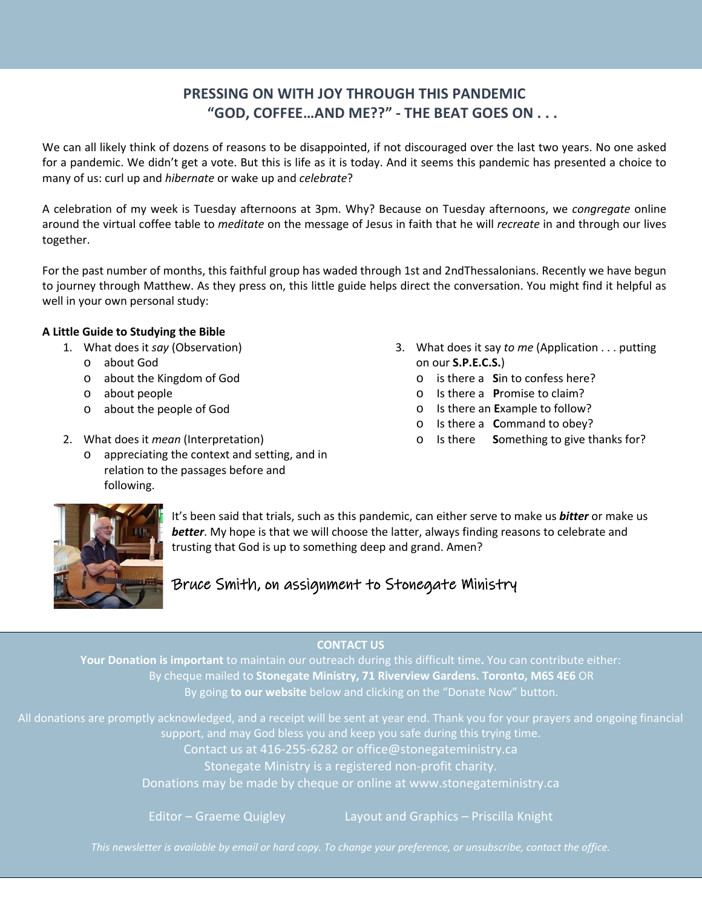## PRESSING ON WITH JOY THROUGH THIS PANDEMIC
## "GOD, COFFEE…AND ME??" - THE BEAT GOES ON . . .

We can all likely think of dozens of reasons to be disappointed, if not discouraged over the last two years. No one asked for a pandemic. We didn't get a vote. But this is life as it is today. And it seems this pandemic has presented a choice to many of us: curl up and *hibernate* or wake up and *celebrate*?

A celebration of my week is Tuesday afternoons at 3pm. Why? Because on Tuesday afternoons, we *congregate* online around the virtual coffee table to *meditate* on the message of Jesus in faith that he will *recreate* in and through our lives together.

For the past number of months, this faithful group has waded through 1st and 2ndThessalonians. Recently we have begun to journey through Matthew. As they press on, this little guide helps direct the conversation. You might find it helpful as well in your own personal study:

**A Little Guide to Studying the Bible**

1. What does it *say* (Observation)
   - about God
   - about the Kingdom of God
   - about people
   - about the people of God
2. What does it *mean* (Interpretation)
   - appreciating the context and setting, and in relation to the passages before and following.
3. What does it say *to me* (Application . . . putting on our **S.P.E.C.S.**)
   - is there a **S**in to confess here?
   - Is there a **P**romise to claim?
   - Is there an **E**xample to follow?
   - Is there a **C**ommand to obey?
   - Is there **S**omething to give thanks for?

It's been said that trials, such as this pandemic, can either serve to make us ***bitter*** or make us ***better***. My hope is that we will choose the latter, always finding reasons to celebrate and trusting that God is up to something deep and grand. Amen?

Bruce Smith, on assignment to Stonegate Ministry

**CONTACT US**

**Your Donation is important** to maintain our outreach during this difficult time**.** You can contribute either:
By cheque mailed to **Stonegate Ministry, 71 Riverview Gardens. Toronto, M6S 4E6** OR
By going **to our website** below and clicking on the "Donate Now" button.

All donations are promptly acknowledged, and a receipt will be sent at year end. Thank you for your prayers and ongoing financial support, and may God bless you and keep you safe during this trying time.
Contact us at 416-255-6282 or office@stonegateministry.ca
Stonegate Ministry is a registered non-profit charity.
Donations may be made by cheque or online at www.stonegateministry.ca

Editor – Graeme Quigley    Layout and Graphics – Priscilla Knight

*This newsletter is available by email or hard copy. To change your preference, or unsubscribe, contact the office.*